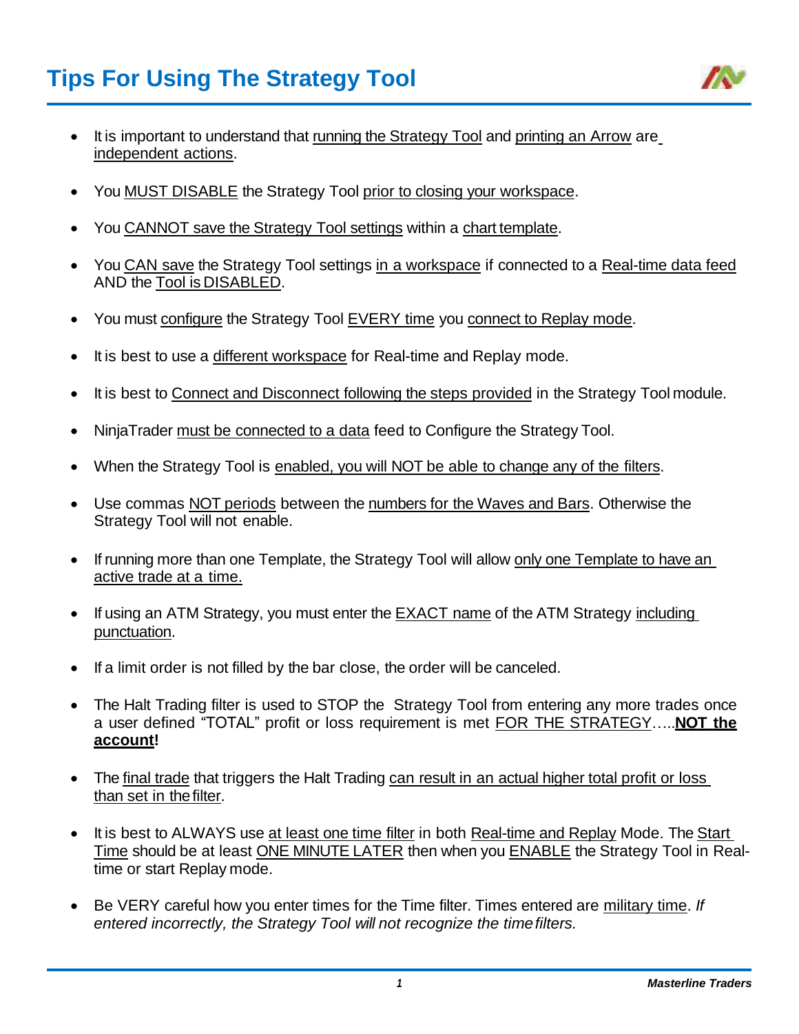# Tips For Using The Strategy Tool

- It is important to understand that running the Strategy Tool and printing an Arrow are independent actions.
- You MUST DISABLE the Strategy Tool prior to closing your workspace.
- You CANNOT save the Strategy Tool settings within a chart template.
- You CAN save the Strategy Tool settings in a workspace if connected to a Real-time data feed AND the Tool is DISABLED.
- You must configure the Strategy Tool EVERY time you connect to Replay mode.
- It is best to use a different workspace for Real-time and Replay mode.
- It is best to Connect and Disconnect following the steps provided in the Strategy Tool module.
- NinjaTrader must be connected to a data feed to Configure the Strategy Tool.
- When the Strategy Tool is enabled, you will NOT be able to change any of the filters.
- Use commas NOT periods between the numbers for the Waves and Bars. Otherwise the Strategy Tool will not enable.
- If running more than one Template, the Strategy Tool will allow only one Template to have an active trade at a time.
- If using an ATM Strategy, you must enter the EXACT name of the ATM Strategy including punctuation.
- If a limit order is not filled by the bar close, the order will be canceled.
- The Halt Trading filter is used to STOP the Strategy Tool from entering any more trades once a user defined "TOTAL" profit or loss requirement is met FOR THE STRATEGY…..**NOT the account!**
- The final trade that triggers the Halt Trading can result in an actual higher total profit or loss than set in the filter.
- It is best to ALWAYS use at least one time filter in both Real-time and Replay Mode. The Start Time should be at least ONE MINUTE LATER then when you ENABLE the Strategy Tool in Real-time or start Replay mode.
- Be VERY careful how you enter times for the Time filter. Times entered are military time. *If entered incorrectly, the Strategy Tool will not recognize the time filters.*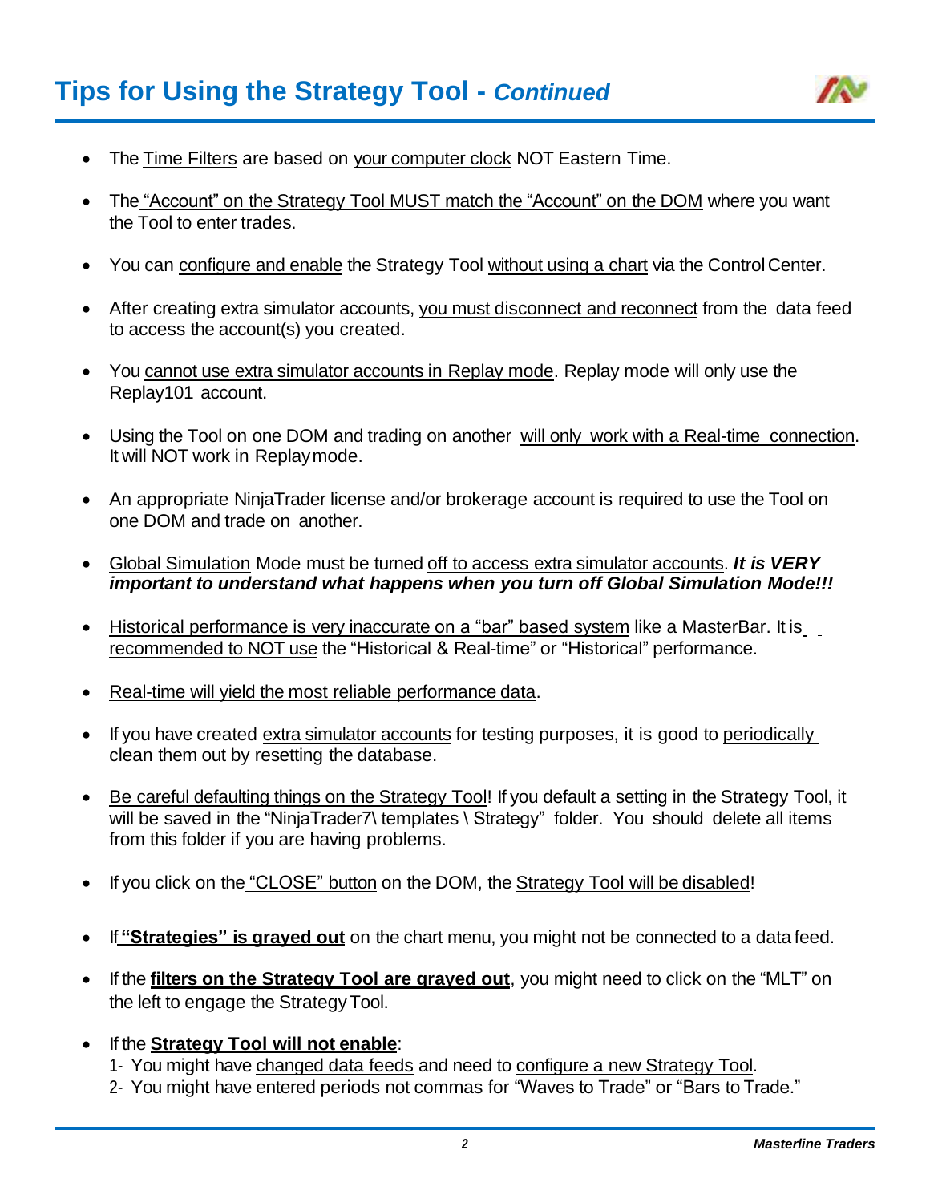# Tips for Using the Strategy Tool - *Continued*

- The Time Filters are based on your computer clock NOT Eastern Time.
- The "Account" on the Strategy Tool MUST match the "Account" on the DOM where you want the Tool to enter trades.
- You can configure and enable the Strategy Tool without using a chart via the Control Center.
- After creating extra simulator accounts, you must disconnect and reconnect from the data feed to access the account(s) you created.
- You cannot use extra simulator accounts in Replay mode. Replay mode will only use the Replay101 account.
- Using the Tool on one DOM and trading on another will only work with a Real-time connection. It will NOT work in Replay mode.
- An appropriate NinjaTrader license and/or brokerage account is required to use the Tool on one DOM and trade on another.
- Global Simulation Mode must be turned off to access extra simulator accounts. ***It is VERY important to understand what happens when you turn off Global Simulation Mode!!!***
- Historical performance is very inaccurate on a "bar" based system like a MasterBar. It is recommended to NOT use the "Historical & Real-time" or "Historical" performance.
- Real-time will yield the most reliable performance data.
- If you have created extra simulator accounts for testing purposes, it is good to periodically clean them out by resetting the database.
- Be careful defaulting things on the Strategy Tool! If you default a setting in the Strategy Tool, it will be saved in the "NinjaTrader7\ templates \ Strategy" folder. You should delete all items from this folder if you are having problems.
- If you click on the "CLOSE" button on the DOM, the Strategy Tool will be disabled!
- If **"Strategies" is grayed out** on the chart menu, you might not be connected to a data feed.
- If the **filters on the Strategy Tool are grayed out**, you might need to click on the "MLT" on the left to engage the Strategy Tool.
- If the **Strategy Tool will not enable**:
  1- You might have changed data feeds and need to configure a new Strategy Tool.
  2- You might have entered periods not commas for "Waves to Trade" or "Bars to Trade."